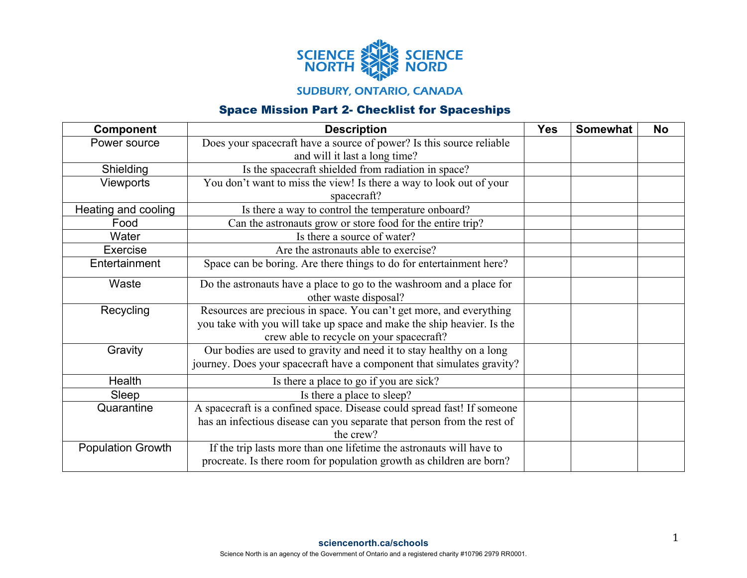SCIENCE NORTH SCIENCE NORD

SUDBURY, ONTARIO, CANADA

## Space Mission Part 2- Checklist for Spaceships

| Component | Description | Yes | Somewhat | No |
|---|---|---|---|---|
| Power source | Does your spacecraft have a source of power? Is this source reliable and will it last a long time? | | | |
| Shielding | Is the spacecraft shielded from radiation in space? | | | |
| Viewports | You don't want to miss the view! Is there a way to look out of your spacecraft? | | | |
| Heating and cooling | Is there a way to control the temperature onboard? | | | |
| Food | Can the astronauts grow or store food for the entire trip? | | | |
| Water | Is there a source of water? | | | |
| Exercise | Are the astronauts able to exercise? | | | |
| Entertainment | Space can be boring. Are there things to do for entertainment here? | | | |
| Waste | Do the astronauts have a place to go to the washroom and a place for other waste disposal? | | | |
| Recycling | Resources are precious in space. You can't get more, and everything you take with you will take up space and make the ship heavier. Is the crew able to recycle on your spacecraft? | | | |
| Gravity | Our bodies are used to gravity and need it to stay healthy on a long journey. Does your spacecraft have a component that simulates gravity? | | | |
| Health | Is there a place to go if you are sick? | | | |
| Sleep | Is there a place to sleep? | | | |
| Quarantine | A spacecraft is a confined space. Disease could spread fast! If someone has an infectious disease can you separate that person from the rest of the crew? | | | |
| Population Growth | If the trip lasts more than one lifetime the astronauts will have to procreate. Is there room for population growth as children are born? | | | |

sciencenorth.ca/schools

Science North is an agency of the Government of Ontario and a registered charity #10796 2979 RR0001.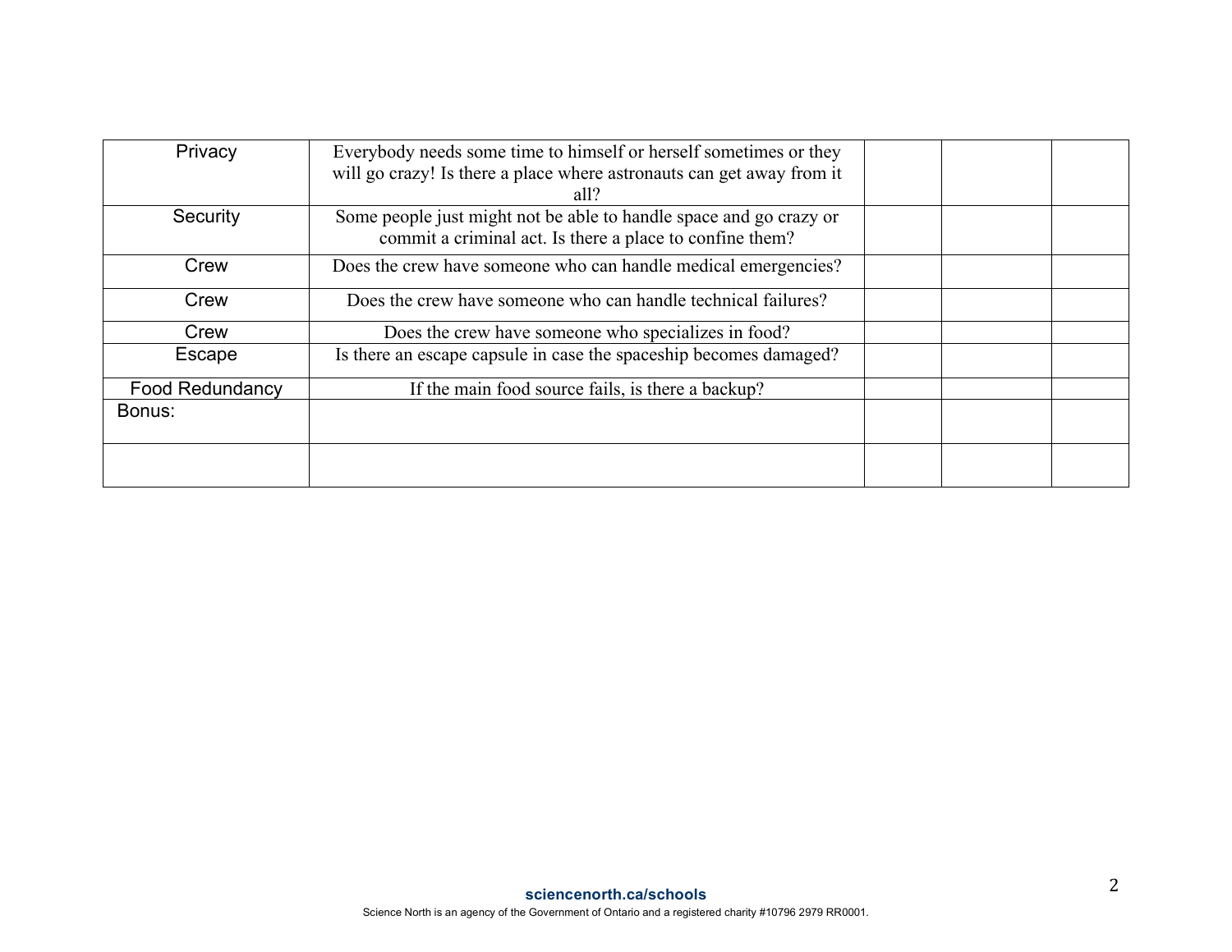| | | | | |
|---|---|---|---|---|
| Privacy | Everybody needs some time to himself or herself sometimes or they will go crazy! Is there a place where astronauts can get away from it all? | | | |
| Security | Some people just might not be able to handle space and go crazy or commit a criminal act. Is there a place to confine them? | | | |
| Crew | Does the crew have someone who can handle medical emergencies? | | | |
| Crew | Does the crew have someone who can handle technical failures? | | | |
| Crew | Does the crew have someone who specializes in food? | | | |
| Escape | Is there an escape capsule in case the spaceship becomes damaged? | | | |
| Food Redundancy | If the main food source fails, is there a backup? | | | |
| Bonus: | | | | |
| | | | | |

**sciencenorth.ca/schools**

Science North is an agency of the Government of Ontario and a registered charity #10796 2979 RR0001.